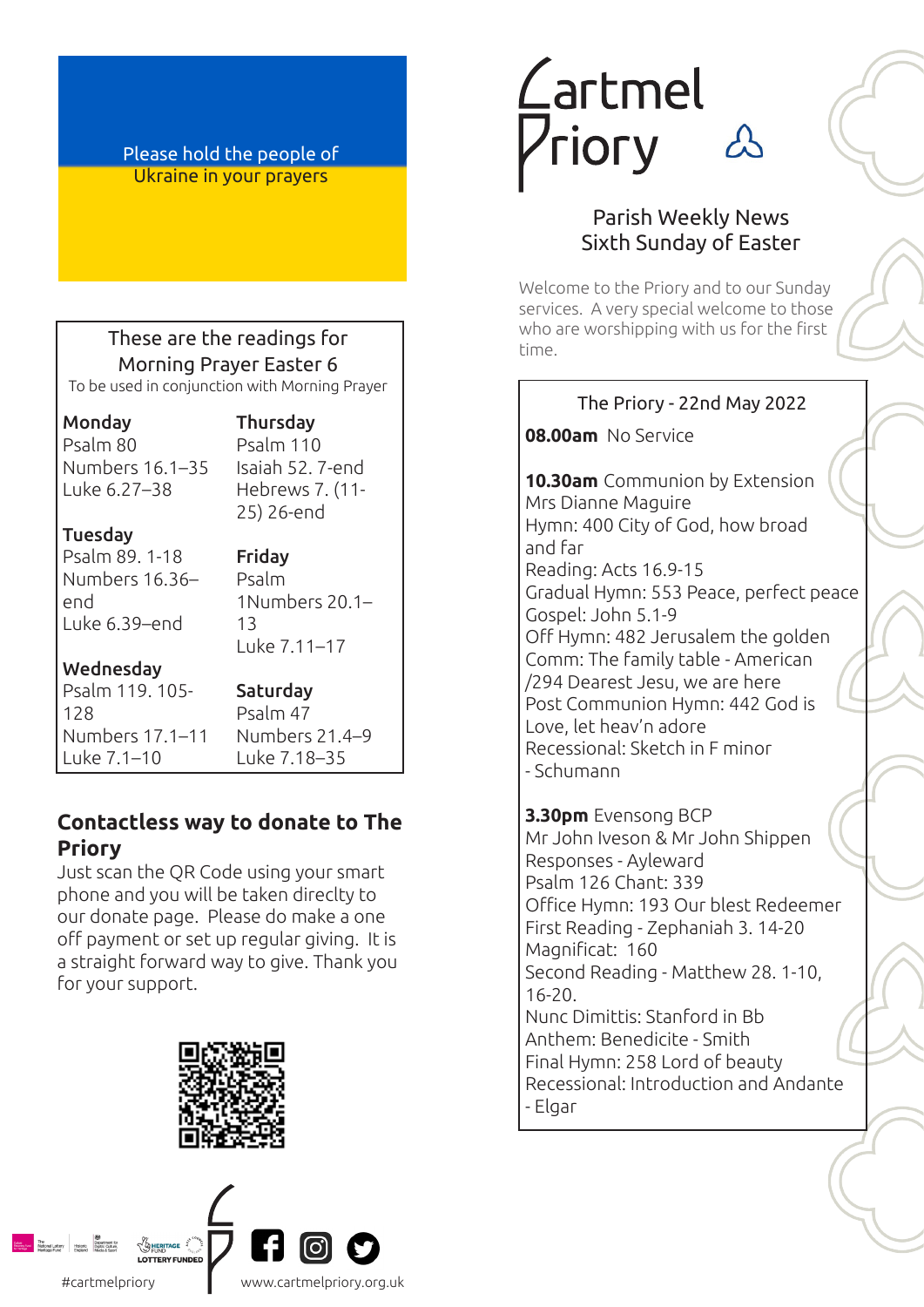Please hold the people of Ukraine in your prayers

# Cartmel Priory

## Parish Weekly News
## Sixth Sunday of Easter

Welcome to the Priory and to our Sunday services. A very special welcome to those who are worshipping with us for the first time.

### These are the readings for Morning Prayer Easter 6

To be used in conjunction with Morning Prayer

**Monday**
Psalm 80
Numbers 16.1–35
Luke 6.27–38

**Tuesday**
Psalm 89. 1-18
Numbers 16.36–end
Luke 6.39–end

**Wednesday**
Psalm 119. 105-128
Numbers 17.1–11
Luke 7.1–10

**Thursday**
Psalm 110
Isaiah 52. 7-end
Hebrews 7. (11-25) 26-end

**Friday**
Psalm
1Numbers 20.1–13
Luke 7.11–17

**Saturday**
Psalm 47
Numbers 21.4–9
Luke 7.18–35

### Contactless way to donate to The Priory

Just scan the QR Code using your smart phone and you will be taken direclty to our donate page. Please do make a one off payment or set up regular giving. It is a straight forward way to give. Thank you for your support.

### The Priory - 22nd May 2022

**08.00am** No Service

**10.30am** Communion by Extension
Mrs Dianne Maguire
Hymn: 400 City of God, how broad and far
Reading: Acts 16.9-15
Gradual Hymn: 553 Peace, perfect peace
Gospel: John 5.1-9
Off Hymn: 482 Jerusalem the golden
Comm: The family table - American /294 Dearest Jesu, we are here
Post Communion Hymn: 442 God is Love, let heav'n adore
Recessional: Sketch in F minor - Schumann

**3.30pm** Evensong BCP
Mr John Iveson & Mr John Shippen
Responses - Ayleward
Psalm 126 Chant: 339
Office Hymn: 193 Our blest Redeemer
First Reading - Zephaniah 3. 14-20
Magnificat: 160
Second Reading - Matthew 28. 1-10, 16-20.
Nunc Dimittis: Stanford in Bb
Anthem: Benedicite - Smith
Final Hymn: 258 Lord of beauty
Recessional: Introduction and Andante - Elgar

#cartmelpriory www.cartmelpriory.org.uk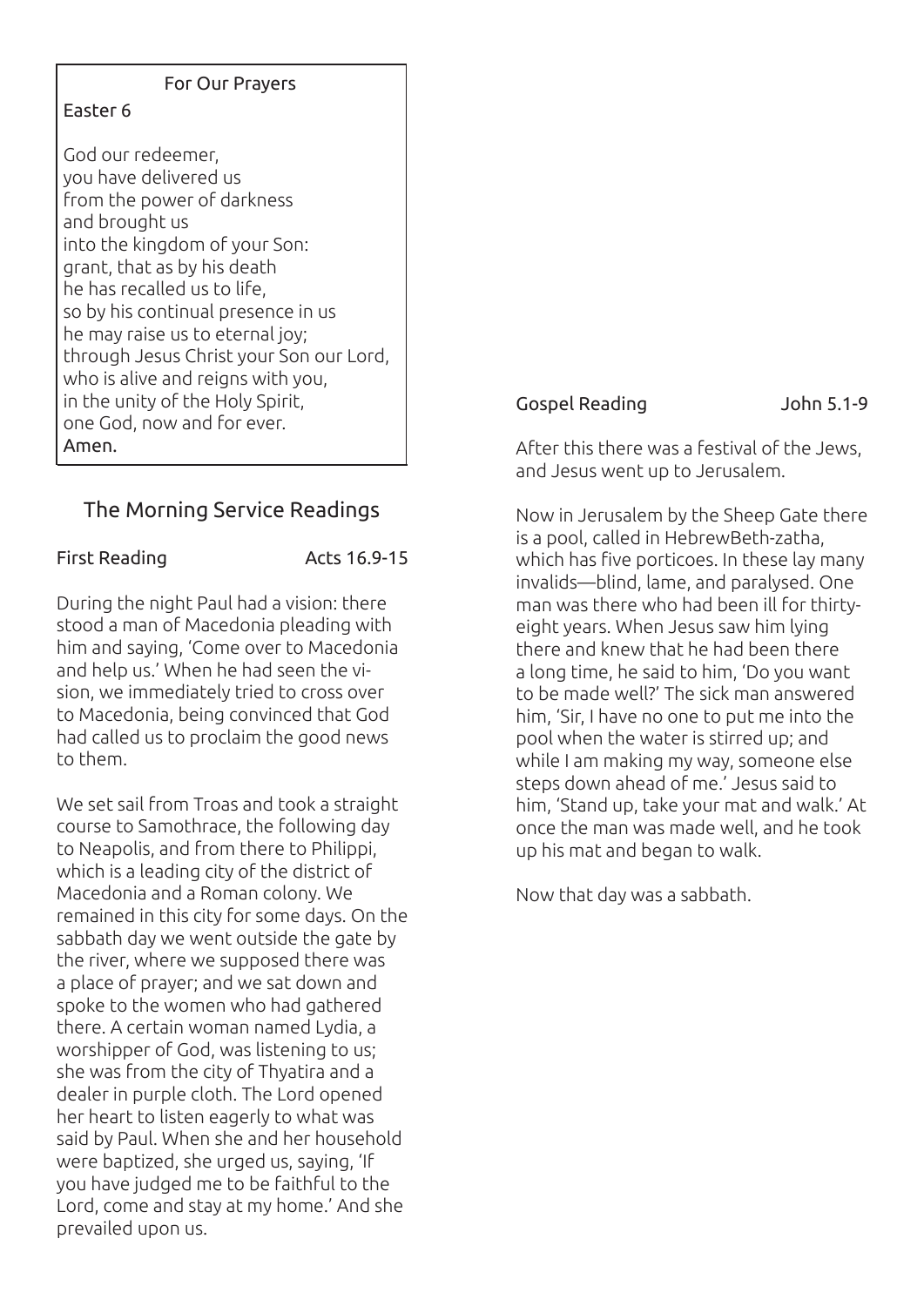## For Our Prayers

Easter 6

God our redeemer,
you have delivered us
from the power of darkness
and brought us
into the kingdom of your Son:
grant, that as by his death
he has recalled us to life,
so by his continual presence in us
he may raise us to eternal joy;
through Jesus Christ your Son our Lord,
who is alive and reigns with you,
in the unity of the Holy Spirit,
one God, now and for ever.
Amen.

# The Morning Service Readings

### First Reading — Acts 16.9-15

During the night Paul had a vision: there stood a man of Macedonia pleading with him and saying, 'Come over to Macedonia and help us.' When he had seen the vision, we immediately tried to cross over to Macedonia, being convinced that God had called us to proclaim the good news to them.

We set sail from Troas and took a straight course to Samothrace, the following day to Neapolis, and from there to Philippi, which is a leading city of the district of Macedonia and a Roman colony. We remained in this city for some days. On the sabbath day we went outside the gate by the river, where we supposed there was a place of prayer; and we sat down and spoke to the women who had gathered there. A certain woman named Lydia, a worshipper of God, was listening to us; she was from the city of Thyatira and a dealer in purple cloth. The Lord opened her heart to listen eagerly to what was said by Paul. When she and her household were baptized, she urged us, saying, 'If you have judged me to be faithful to the Lord, come and stay at my home.' And she prevailed upon us.

### Gospel Reading — John 5.1-9

After this there was a festival of the Jews, and Jesus went up to Jerusalem.

Now in Jerusalem by the Sheep Gate there is a pool, called in HebrewBeth-zatha, which has five porticoes. In these lay many invalids—blind, lame, and paralysed. One man was there who had been ill for thirty-eight years. When Jesus saw him lying there and knew that he had been there a long time, he said to him, 'Do you want to be made well?' The sick man answered him, 'Sir, I have no one to put me into the pool when the water is stirred up; and while I am making my way, someone else steps down ahead of me.' Jesus said to him, 'Stand up, take your mat and walk.' At once the man was made well, and he took up his mat and began to walk.

Now that day was a sabbath.